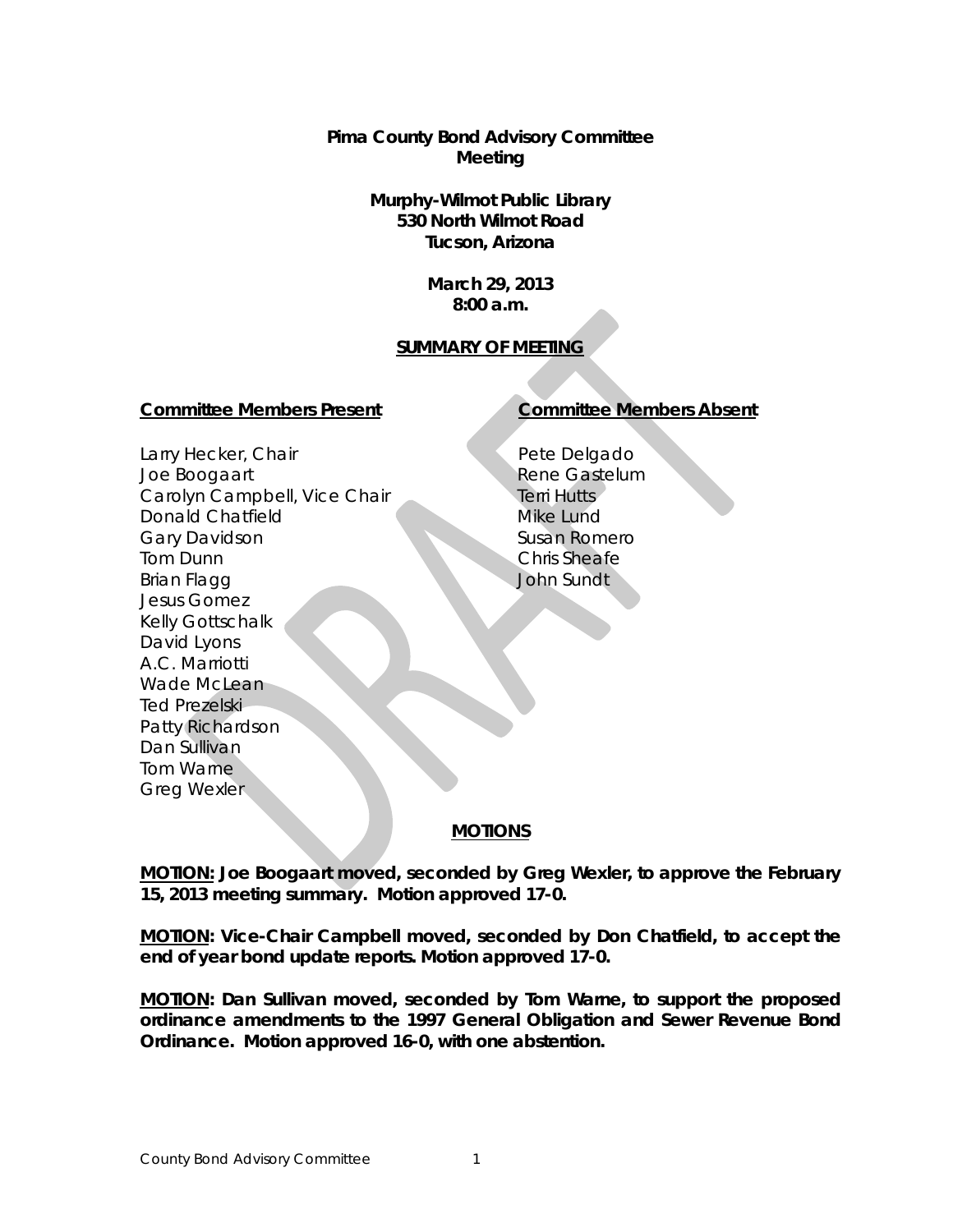**Pima County Bond Advisory Committee**
**Meeting**

**Murphy-Wilmot Public Library**
**530 North Wilmot Road**
**Tucson, Arizona**

**March 29, 2013**
**8:00 a.m.**

**SUMMARY OF MEETING**

**Committee Members Present**

Larry Hecker, Chair
Joe Boogaart
Carolyn Campbell, Vice Chair
Donald Chatfield
Gary Davidson
Tom Dunn
Brian Flagg
Jesus Gomez
Kelly Gottschalk
David Lyons
A.C. Marriotti
Wade McLean
Ted Prezelski
Patty Richardson
Dan Sullivan
Tom Warne
Greg Wexler

**Committee Members Absent**

Pete Delgado
Rene Gastelum
Terri Hutts
Mike Lund
Susan Romero
Chris Sheafe
John Sundt

**MOTIONS**

**MOTION: Joe Boogaart moved, seconded by Greg Wexler, to approve the February 15, 2013 meeting summary. Motion approved 17-0.**

**MOTION: Vice-Chair Campbell moved, seconded by Don Chatfield, to accept the end of year bond update reports. Motion approved 17-0.**

**MOTION: Dan Sullivan moved, seconded by Tom Warne, to support the proposed ordinance amendments to the 1997 General Obligation and Sewer Revenue Bond Ordinance. Motion approved 16-0, with one abstention.**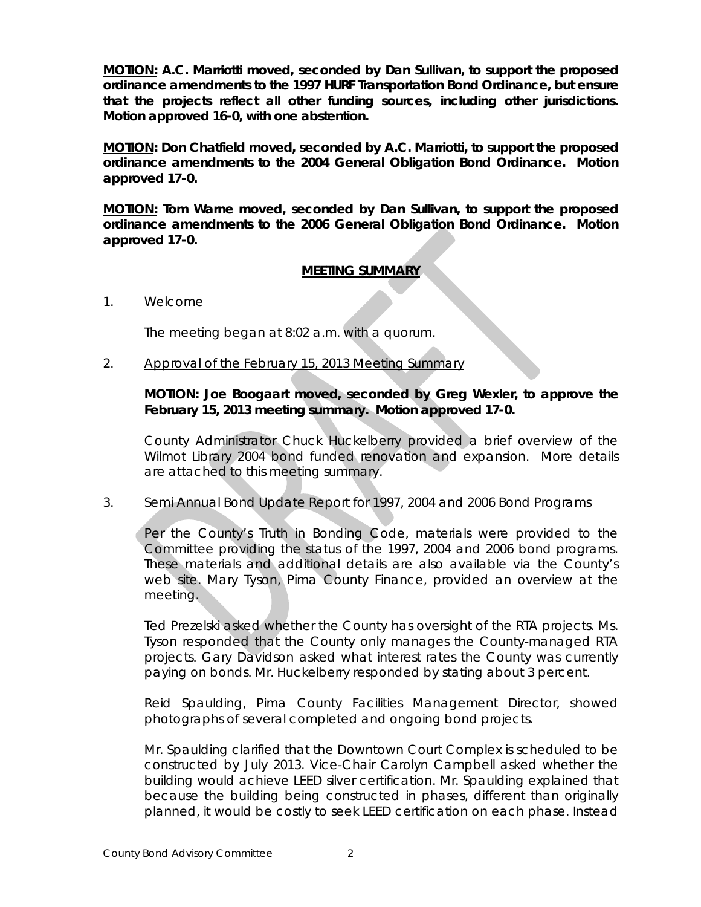**MOTION: A.C. Marriotti moved, seconded by Dan Sullivan, to support the proposed ordinance amendments to the 1997 HURF Transportation Bond Ordinance, but ensure that the projects reflect all other funding sources, including other jurisdictions. Motion approved 16-0, with one abstention.**

**MOTION: Don Chatfield moved, seconded by A.C. Marriotti, to support the proposed ordinance amendments to the 2004 General Obligation Bond Ordinance. Motion approved 17-0.**

**MOTION: Tom Warne moved, seconded by Dan Sullivan, to support the proposed ordinance amendments to the 2006 General Obligation Bond Ordinance. Motion approved 17-0.**

## MEETING SUMMARY

1. Welcome

   The meeting began at 8:02 a.m. with a quorum.

2. Approval of the February 15, 2013 Meeting Summary

   **MOTION: Joe Boogaart moved, seconded by Greg Wexler, to approve the February 15, 2013 meeting summary. Motion approved 17-0.**

   County Administrator Chuck Huckelberry provided a brief overview of the Wilmot Library 2004 bond funded renovation and expansion. More details are attached to this meeting summary.

3. Semi Annual Bond Update Report for 1997, 2004 and 2006 Bond Programs

   Per the County's Truth in Bonding Code, materials were provided to the Committee providing the status of the 1997, 2004 and 2006 bond programs. These materials and additional details are also available via the County's web site. Mary Tyson, Pima County Finance, provided an overview at the meeting.

   Ted Prezelski asked whether the County has oversight of the RTA projects. Ms. Tyson responded that the County only manages the County-managed RTA projects. Gary Davidson asked what interest rates the County was currently paying on bonds. Mr. Huckelberry responded by stating about 3 percent.

   Reid Spaulding, Pima County Facilities Management Director, showed photographs of several completed and ongoing bond projects.

   Mr. Spaulding clarified that the Downtown Court Complex is scheduled to be constructed by July 2013. Vice-Chair Carolyn Campbell asked whether the building would achieve LEED silver certification. Mr. Spaulding explained that because the building being constructed in phases, different than originally planned, it would be costly to seek LEED certification on each phase. Instead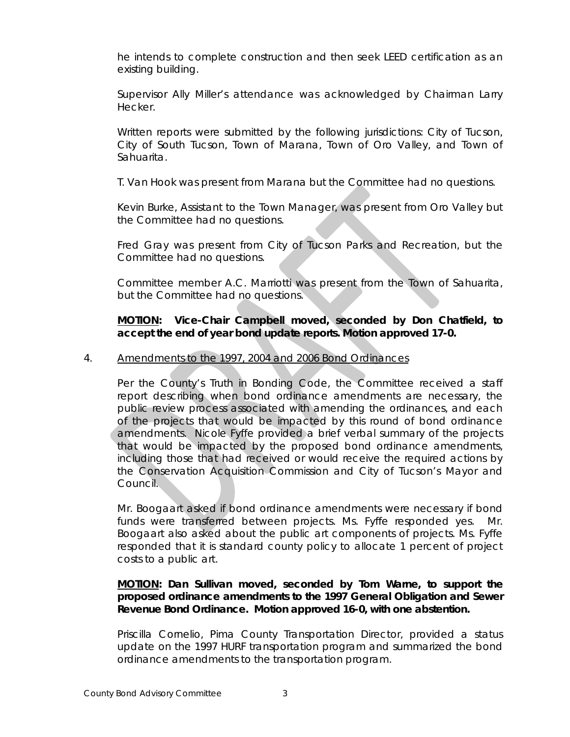he intends to complete construction and then seek LEED certification as an existing building.

Supervisor Ally Miller's attendance was acknowledged by Chairman Larry Hecker.

Written reports were submitted by the following jurisdictions: City of Tucson, City of South Tucson, Town of Marana, Town of Oro Valley, and Town of Sahuarita.

T. Van Hook was present from Marana but the Committee had no questions.

Kevin Burke, Assistant to the Town Manager, was present from Oro Valley but the Committee had no questions.

Fred Gray was present from City of Tucson Parks and Recreation, but the Committee had no questions.

Committee member A.C. Marriotti was present from the Town of Sahuarita, but the Committee had no questions.

**MOTION: Vice-Chair Campbell moved, seconded by Don Chatfield, to accept the end of year bond update reports. Motion approved 17-0.**

4. Amendments to the 1997, 2004 and 2006 Bond Ordinances

Per the County's Truth in Bonding Code, the Committee received a staff report describing when bond ordinance amendments are necessary, the public review process associated with amending the ordinances, and each of the projects that would be impacted by this round of bond ordinance amendments. Nicole Fyffe provided a brief verbal summary of the projects that would be impacted by the proposed bond ordinance amendments, including those that had received or would receive the required actions by the Conservation Acquisition Commission and City of Tucson's Mayor and Council.

Mr. Boogaart asked if bond ordinance amendments were necessary if bond funds were transferred between projects. Ms. Fyffe responded yes. Mr. Boogaart also asked about the public art components of projects. Ms. Fyffe responded that it is standard county policy to allocate 1 percent of project costs to a public art.

**MOTION: Dan Sullivan moved, seconded by Tom Warne, to support the proposed ordinance amendments to the 1997 General Obligation and Sewer Revenue Bond Ordinance. Motion approved 16-0, with one abstention.**

Priscilla Cornelio, Pima County Transportation Director, provided a status update on the 1997 HURF transportation program and summarized the bond ordinance amendments to the transportation program.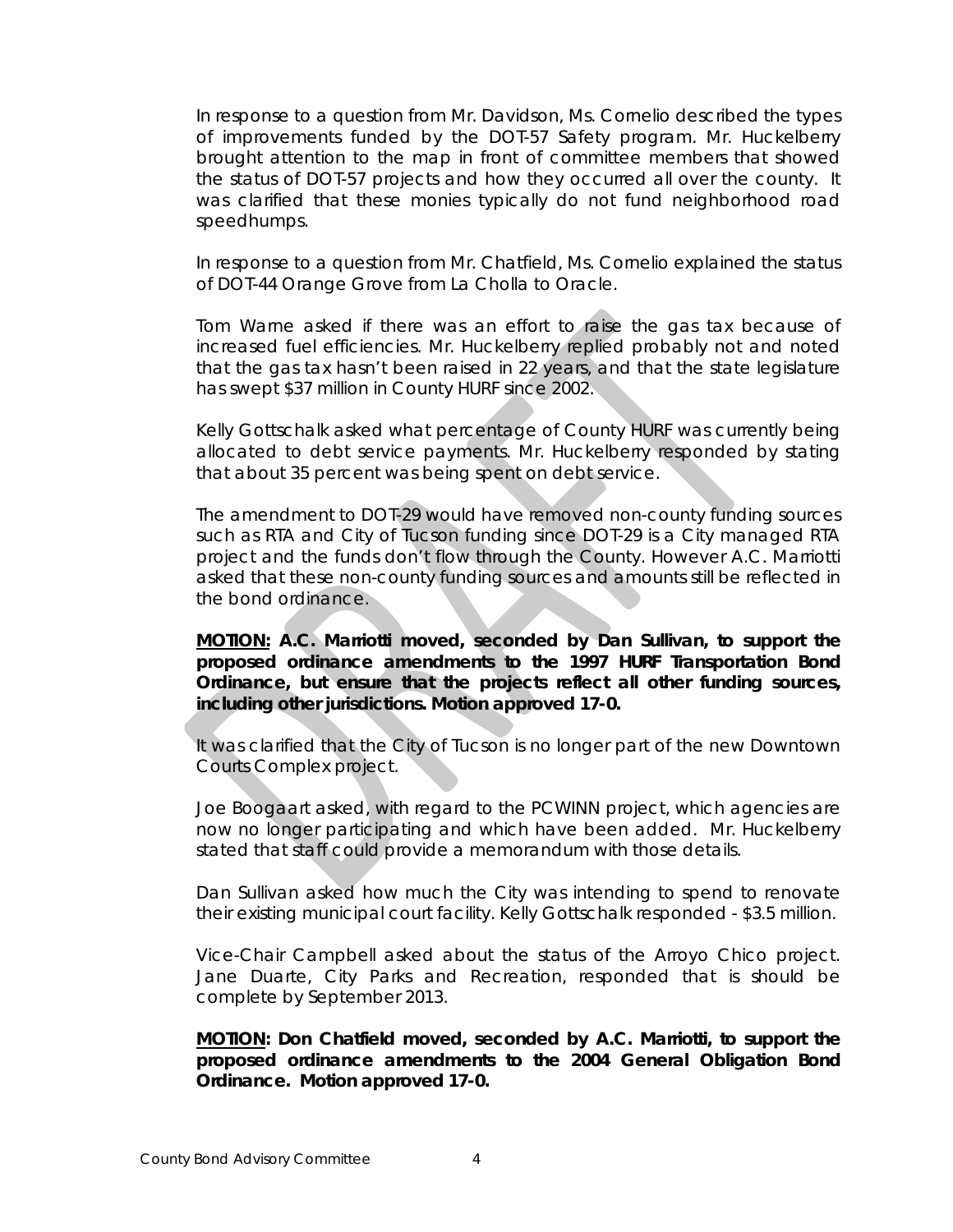In response to a question from Mr. Davidson, Ms. Cornelio described the types of improvements funded by the DOT-57 Safety program. Mr. Huckelberry brought attention to the map in front of committee members that showed the status of DOT-57 projects and how they occurred all over the county. It was clarified that these monies typically do not fund neighborhood road speedhumps.

In response to a question from Mr. Chatfield, Ms. Cornelio explained the status of DOT-44 Orange Grove from La Cholla to Oracle.

Tom Warne asked if there was an effort to raise the gas tax because of increased fuel efficiencies. Mr. Huckelberry replied probably not and noted that the gas tax hasn't been raised in 22 years, and that the state legislature has swept $37 million in County HURF since 2002.

Kelly Gottschalk asked what percentage of County HURF was currently being allocated to debt service payments. Mr. Huckelberry responded by stating that about 35 percent was being spent on debt service.

The amendment to DOT-29 would have removed non-county funding sources such as RTA and City of Tucson funding since DOT-29 is a City managed RTA project and the funds don't flow through the County. However A.C. Marriotti asked that these non-county funding sources and amounts still be reflected in the bond ordinance.

**<u>MOTION:</u> A.C. Marriotti moved, seconded by Dan Sullivan, to support the proposed ordinance amendments to the 1997 HURF Transportation Bond Ordinance, but ensure that the projects reflect all other funding sources, including other jurisdictions. Motion approved 17-0.**

It was clarified that the City of Tucson is no longer part of the new Downtown Courts Complex project.

Joe Boogaart asked, with regard to the PCWINN project, which agencies are now no longer participating and which have been added. Mr. Huckelberry stated that staff could provide a memorandum with those details.

Dan Sullivan asked how much the City was intending to spend to renovate their existing municipal court facility. Kelly Gottschalk responded - $3.5 million.

Vice-Chair Campbell asked about the status of the Arroyo Chico project. Jane Duarte, City Parks and Recreation, responded that is should be complete by September 2013.

**<u>MOTION</u>: Don Chatfield moved, seconded by A.C. Marriotti, to support the proposed ordinance amendments to the 2004 General Obligation Bond Ordinance. Motion approved 17-0.**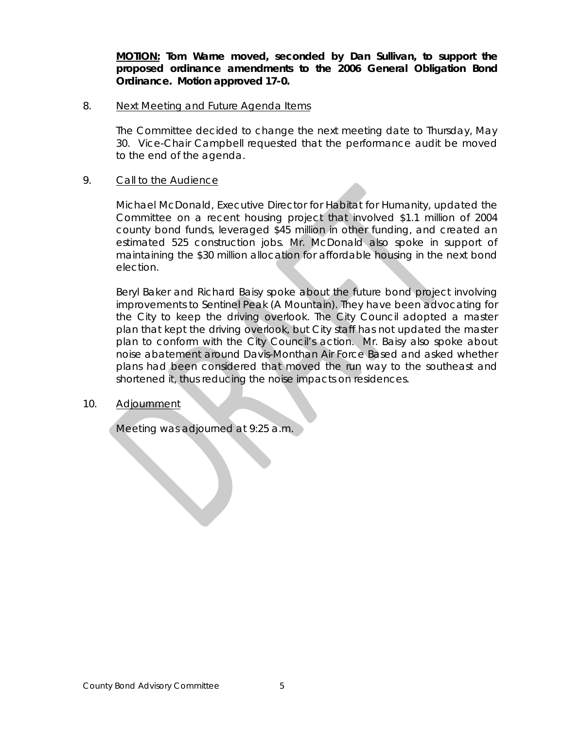**MOTION: Tom Warne moved, seconded by Dan Sullivan, to support the proposed ordinance amendments to the 2006 General Obligation Bond Ordinance. Motion approved 17-0.**

8. Next Meeting and Future Agenda Items

   The Committee decided to change the next meeting date to Thursday, May 30. Vice-Chair Campbell requested that the performance audit be moved to the end of the agenda.

9. Call to the Audience

   Michael McDonald, Executive Director for Habitat for Humanity, updated the Committee on a recent housing project that involved $1.1 million of 2004 county bond funds, leveraged $45 million in other funding, and created an estimated 525 construction jobs. Mr. McDonald also spoke in support of maintaining the $30 million allocation for affordable housing in the next bond election.

   Beryl Baker and Richard Baisy spoke about the future bond project involving improvements to Sentinel Peak (A Mountain). They have been advocating for the City to keep the driving overlook. The City Council adopted a master plan that kept the driving overlook, but City staff has not updated the master plan to conform with the City Council's action. Mr. Baisy also spoke about noise abatement around Davis-Monthan Air Force Based and asked whether plans had been considered that moved the run way to the southeast and shortened it, thus reducing the noise impacts on residences.

10. Adjournment

   Meeting was adjourned at 9:25 a.m.